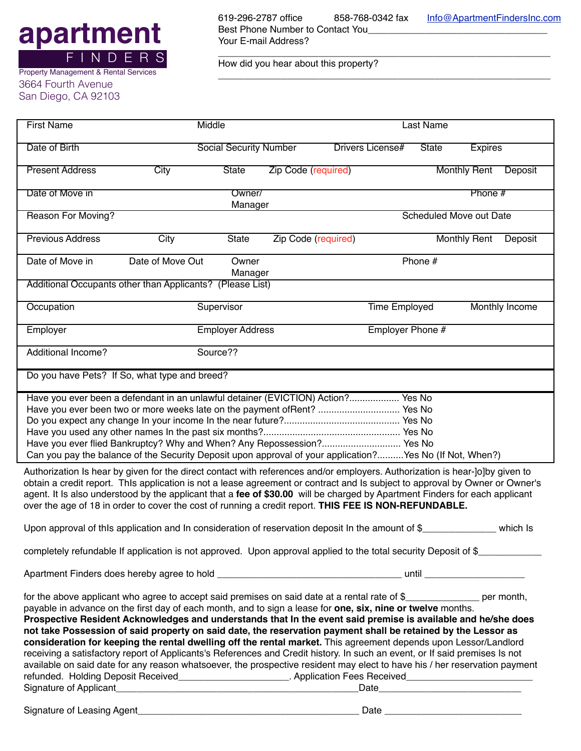**apartment**
**FINDERS**
Property Management & Rental Services
3664 Fourth Avenue
San Diego, CA 92103

619-296-2787 office 858-768-0342 fax Info@ApartmentFindersInc.com
Best Phone Number to Contact You___________________________________
Your E-mail Address?
___________________________________________________________________
How did you hear about this property?
___________________________________________________________________

| First Name | Middle | | Last Name |
|---|---|---|---|
| Date of Birth | Social Security Number | Drivers License# State Expires | |
| Present Address City State | Zip Code (required) | | Monthly Rent Deposit |
| Date of Move in | Owner/ Manager | | Phone # |
| Reason For Moving? | | | Scheduled Move out Date |
| Previous Address City State | Zip Code (required) | | Monthly Rent Deposit |
| Date of Move in Date of Move Out | Owner Manager | | Phone # |
| Additional Occupants other than Applicants? (Please List) | | | |
| Occupation | Supervisor | Time Employed | Monthly Income |
| Employer | Employer Address | Employer Phone # | |
| Additional Income? | Source?? | | |
| Do you have Pets? If So, what type and breed? | | | |

Have you ever been a defendant in an unlawful detainer (EVICTION) Action?.................. Yes No
Have you ever been two or more weeks late on the payment ofRent? .............................. Yes No
Do you expect any change In your income In the near future?........................................... Yes No
Have you used any other names In the past six months?.................................................... Yes No
Have you ever flied Bankruptcy? Why and When? Any Repossession?............................. Yes No
Can you pay the balance of the Security Deposit upon approval of your application?..........Yes No (If Not, When?)

Authorization Is hear by given for the direct contact with references and/or employers. Authorization is hear-]o]by given to obtain a credit report. ThIs application is not a lease agreement or contract and Is subject to approval by Owner or Owner's agent. It Is also understood by the applicant that a **fee of $30.00** will be charged by Apartment Finders for each applicant over the age of 18 in order to cover the cost of running a credit report. **THIS FEE IS NON-REFUNDABLE.**

Upon approval of thIs application and In consideration of reservation deposit In the amount of $______________ which Is

completely refundable If application is not approved. Upon approval applied to the total security Deposit of $____________

Apartment Finders does hereby agree to hold ___________________________________ until ___________________

for the above applicant who agree to accept said premises on said date at a rental rate of $______________ per month, payable in advance on the first day of each month, and to sign a lease for **one, six, nine or twelve** months. **Prospective Resident Acknowledges and understands that In the event said premise is available and he/she does not take Possession of said property on said date, the reservation payment shall be retained by the Lessor as consideration for keeping the rental dwelling off the rental market.** This agreement depends upon Lessor/Landlord receiving a satisfactory report of Applicants's References and Credit history. In such an event, or If said premises Is not available on said date for any reason whatsoever, the prospective resident may elect to have his / her reservation payment refunded. Holding Deposit Received_____________________. Application Fees Received________________________
Signature of Applicant_______________________________________________Date____________________________

Signature of Leasing Agent__________________________________________ Date ___________________________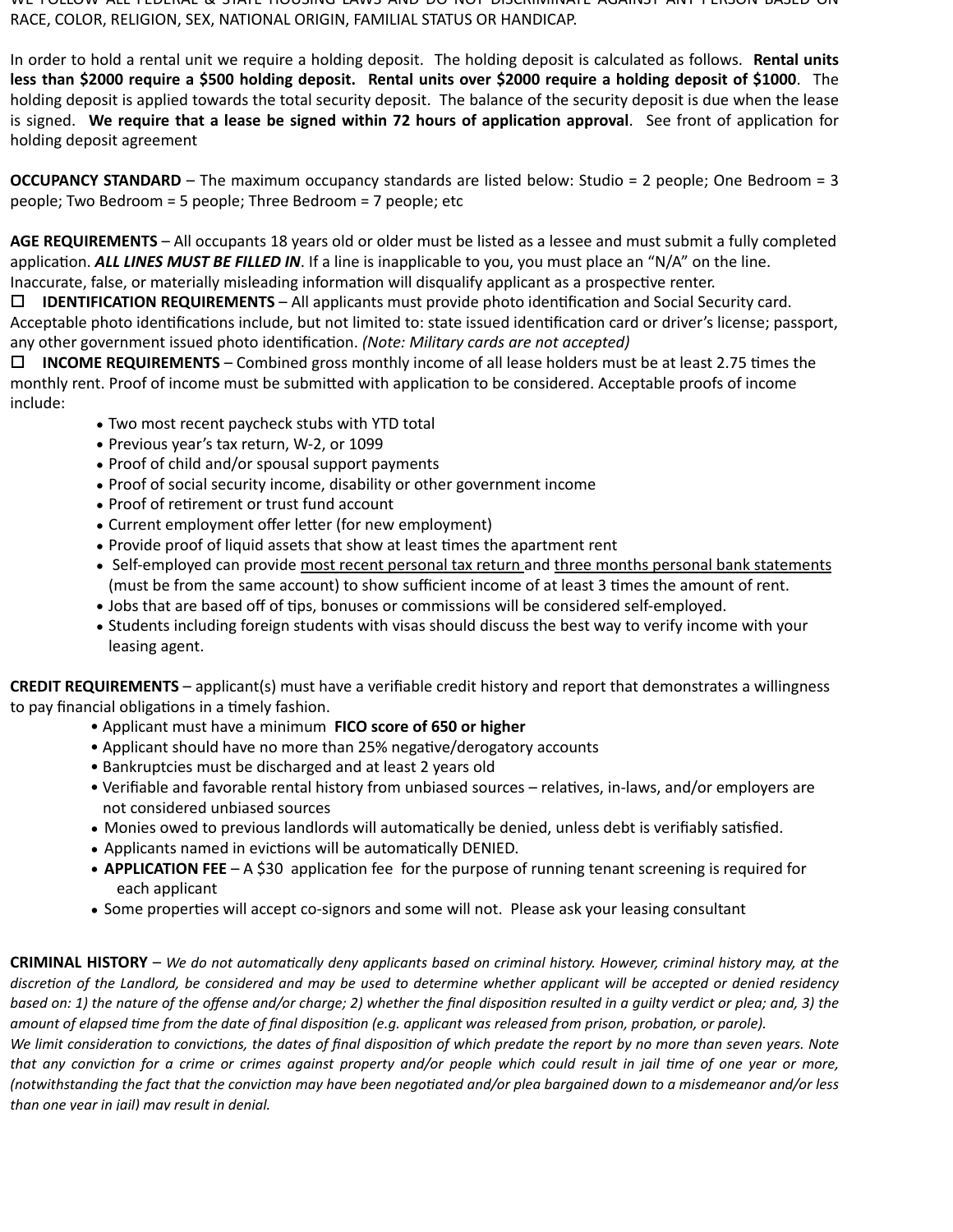RACE, COLOR, RELIGION, SEX, NATIONAL ORIGIN, FAMILIAL STATUS OR HANDICAP.

In order to hold a rental unit we require a holding deposit. The holding deposit is calculated as follows. **Rental units less than $2000 require a $500 holding deposit. Rental units over $2000 require a holding deposit of $1000**. The holding deposit is applied towards the total security deposit. The balance of the security deposit is due when the lease is signed. **We require that a lease be signed within 72 hours of application approval**. See front of application for holding deposit agreement

**OCCUPANCY STANDARD** – The maximum occupancy standards are listed below: Studio = 2 people; One Bedroom = 3 people; Two Bedroom = 5 people; Three Bedroom = 7 people; etc

**AGE REQUIREMENTS** – All occupants 18 years old or older must be listed as a lessee and must submit a fully completed application. ***ALL LINES MUST BE FILLED IN***. If a line is inapplicable to you, you must place an "N/A" on the line. Inaccurate, false, or materially misleading information will disqualify applicant as a prospective renter.

☐ **IDENTIFICATION REQUIREMENTS** – All applicants must provide photo identification and Social Security card. Acceptable photo identifications include, but not limited to: state issued identification card or driver's license; passport, any other government issued photo identification. *(Note: Military cards are not accepted)*

☐ **INCOME REQUIREMENTS** – Combined gross monthly income of all lease holders must be at least 2.75 times the monthly rent. Proof of income must be submitted with application to be considered. Acceptable proofs of income include:

- Two most recent paycheck stubs with YTD total
- Previous year's tax return, W-2, or 1099
- Proof of child and/or spousal support payments
- Proof of social security income, disability or other government income
- Proof of retirement or trust fund account
- Current employment offer letter (for new employment)
- Provide proof of liquid assets that show at least times the apartment rent
- Self-employed can provide <u>most recent personal tax return</u> and <u>three months personal bank statements</u> (must be from the same account) to show sufficient income of at least 3 times the amount of rent.
- Jobs that are based off of tips, bonuses or commissions will be considered self-employed.
- Students including foreign students with visas should discuss the best way to verify income with your leasing agent.

**CREDIT REQUIREMENTS** – applicant(s) must have a verifiable credit history and report that demonstrates a willingness to pay financial obligations in a timely fashion.

- Applicant must have a minimum **FICO score of 650 or higher**
- Applicant should have no more than 25% negative/derogatory accounts
- Bankruptcies must be discharged and at least 2 years old
- Verifiable and favorable rental history from unbiased sources – relatives, in-laws, and/or employers are not considered unbiased sources
- Monies owed to previous landlords will automatically be denied, unless debt is verifiably satisfied.
- Applicants named in evictions will be automatically DENIED.
- **APPLICATION FEE** – A $30 application fee for the purpose of running tenant screening is required for each applicant
- Some properties will accept co-signors and some will not. Please ask your leasing consultant

**CRIMINAL HISTORY** – *We do not automatically deny applicants based on criminal history. However, criminal history may, at the discretion of the Landlord, be considered and may be used to determine whether applicant will be accepted or denied residency based on: 1) the nature of the offense and/or charge; 2) whether the final disposition resulted in a guilty verdict or plea; and, 3) the amount of elapsed time from the date of final disposition (e.g. applicant was released from prison, probation, or parole).*
*We limit consideration to convictions, the dates of final disposition of which predate the report by no more than seven years. Note that any conviction for a crime or crimes against property and/or people which could result in jail time of one year or more, (notwithstanding the fact that the conviction may have been negotiated and/or plea bargained down to a misdemeanor and/or less than one year in jail) may result in denial.*